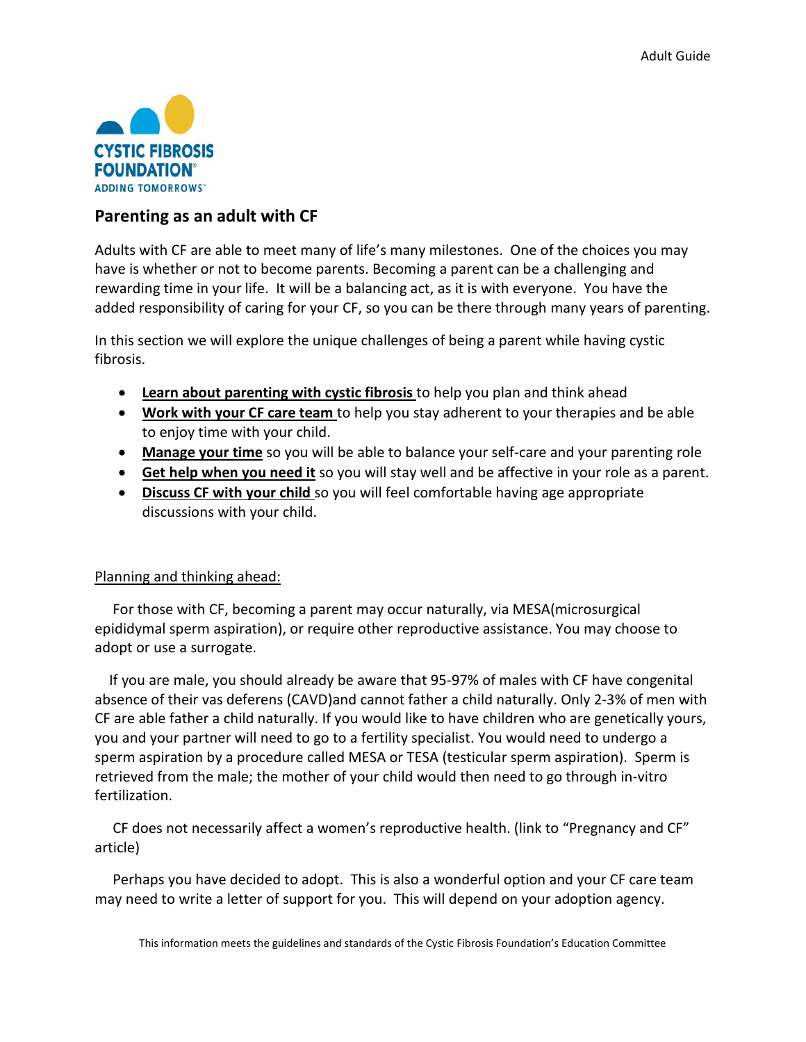# Parenting as an adult with CF

Adults with CF are able to meet many of life's many milestones. One of the choices you may have is whether or not to become parents. Becoming a parent can be a challenging and rewarding time in your life. It will be a balancing act, as it is with everyone. You have the added responsibility of caring for your CF, so you can be there through many years of parenting.

In this section we will explore the unique challenges of being a parent while having cystic fibrosis.

- **Learn about parenting with cystic fibrosis** to help you plan and think ahead
- **Work with your CF care team** to help you stay adherent to your therapies and be able to enjoy time with your child.
- **Manage your time** so you will be able to balance your self-care and your parenting role
- **Get help when you need it** so you will stay well and be affective in your role as a parent.
- **Discuss CF with your child** so you will feel comfortable having age appropriate discussions with your child.

## Planning and thinking ahead:

For those with CF, becoming a parent may occur naturally, via MESA(microsurgical epididymal sperm aspiration), or require other reproductive assistance. You may choose to adopt or use a surrogate.

If you are male, you should already be aware that 95-97% of males with CF have congenital absence of their vas deferens (CAVD)and cannot father a child naturally. Only 2-3% of men with CF are able father a child naturally. If you would like to have children who are genetically yours, you and your partner will need to go to a fertility specialist. You would need to undergo a sperm aspiration by a procedure called MESA or TESA (testicular sperm aspiration). Sperm is retrieved from the male; the mother of your child would then need to go through in-vitro fertilization.

CF does not necessarily affect a women's reproductive health. (link to "Pregnancy and CF" article)

Perhaps you have decided to adopt. This is also a wonderful option and your CF care team may need to write a letter of support for you. This will depend on your adoption agency.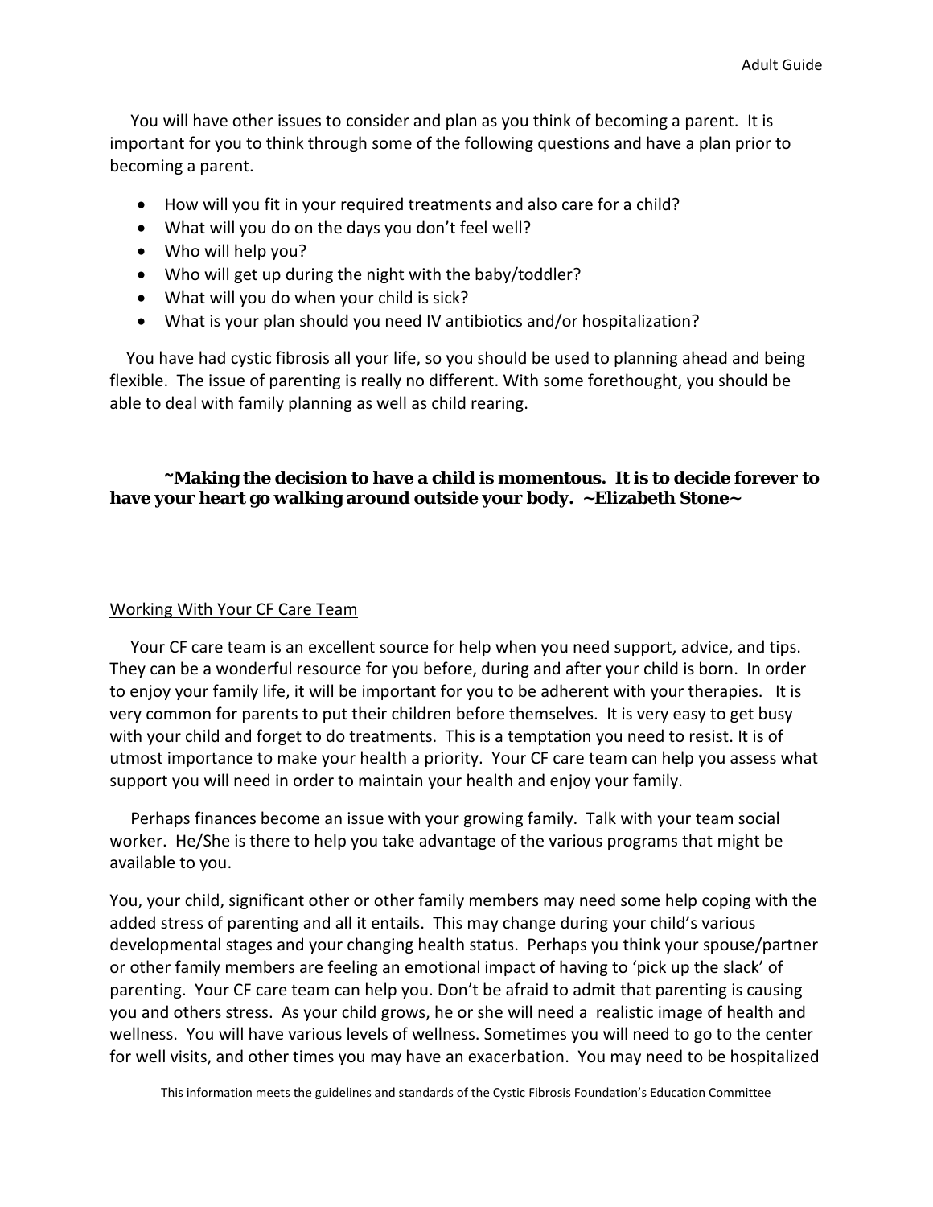You will have other issues to consider and plan as you think of becoming a parent. It is important for you to think through some of the following questions and have a plan prior to becoming a parent.

- How will you fit in your required treatments and also care for a child?
- What will you do on the days you don't feel well?
- Who will help you?
- Who will get up during the night with the baby/toddler?
- What will you do when your child is sick?
- What is your plan should you need IV antibiotics and/or hospitalization?

You have had cystic fibrosis all your life, so you should be used to planning ahead and being flexible. The issue of parenting is really no different. With some forethought, you should be able to deal with family planning as well as child rearing.

**~Making the decision to have a child is momentous. It is to decide forever to have your heart go walking around outside your body. ~Elizabeth Stone~**

## Working With Your CF Care Team

Your CF care team is an excellent source for help when you need support, advice, and tips. They can be a wonderful resource for you before, during and after your child is born. In order to enjoy your family life, it will be important for you to be adherent with your therapies. It is very common for parents to put their children before themselves. It is very easy to get busy with your child and forget to do treatments. This is a temptation you need to resist. It is of utmost importance to make your health a priority. Your CF care team can help you assess what support you will need in order to maintain your health and enjoy your family.

Perhaps finances become an issue with your growing family. Talk with your team social worker. He/She is there to help you take advantage of the various programs that might be available to you.

You, your child, significant other or other family members may need some help coping with the added stress of parenting and all it entails. This may change during your child's various developmental stages and your changing health status. Perhaps you think your spouse/partner or other family members are feeling an emotional impact of having to 'pick up the slack' of parenting. Your CF care team can help you. Don't be afraid to admit that parenting is causing you and others stress. As your child grows, he or she will need a realistic image of health and wellness. You will have various levels of wellness. Sometimes you will need to go to the center for well visits, and other times you may have an exacerbation. You may need to be hospitalized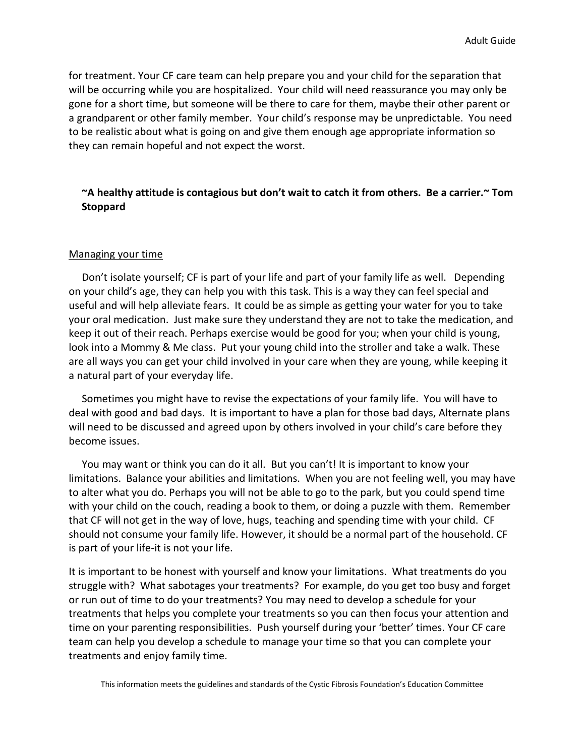for treatment. Your CF care team can help prepare you and your child for the separation that will be occurring while you are hospitalized. Your child will need reassurance you may only be gone for a short time, but someone will be there to care for them, maybe their other parent or a grandparent or other family member. Your child's response may be unpredictable. You need to be realistic about what is going on and give them enough age appropriate information so they can remain hopeful and not expect the worst.

**~A healthy attitude is contagious but don't wait to catch it from others. Be a carrier.~ Tom Stoppard**

<u>Managing your time</u>

Don't isolate yourself; CF is part of your life and part of your family life as well. Depending on your child's age, they can help you with this task. This is a way they can feel special and useful and will help alleviate fears. It could be as simple as getting your water for you to take your oral medication. Just make sure they understand they are not to take the medication, and keep it out of their reach. Perhaps exercise would be good for you; when your child is young, look into a Mommy & Me class. Put your young child into the stroller and take a walk. These are all ways you can get your child involved in your care when they are young, while keeping it a natural part of your everyday life.

Sometimes you might have to revise the expectations of your family life. You will have to deal with good and bad days. It is important to have a plan for those bad days, Alternate plans will need to be discussed and agreed upon by others involved in your child's care before they become issues.

You may want or think you can do it all. But you can't! It is important to know your limitations. Balance your abilities and limitations. When you are not feeling well, you may have to alter what you do. Perhaps you will not be able to go to the park, but you could spend time with your child on the couch, reading a book to them, or doing a puzzle with them. Remember that CF will not get in the way of love, hugs, teaching and spending time with your child. CF should not consume your family life. However, it should be a normal part of the household. CF is part of your life-it is not your life.

It is important to be honest with yourself and know your limitations. What treatments do you struggle with? What sabotages your treatments? For example, do you get too busy and forget or run out of time to do your treatments? You may need to develop a schedule for your treatments that helps you complete your treatments so you can then focus your attention and time on your parenting responsibilities. Push yourself during your 'better' times. Your CF care team can help you develop a schedule to manage your time so that you can complete your treatments and enjoy family time.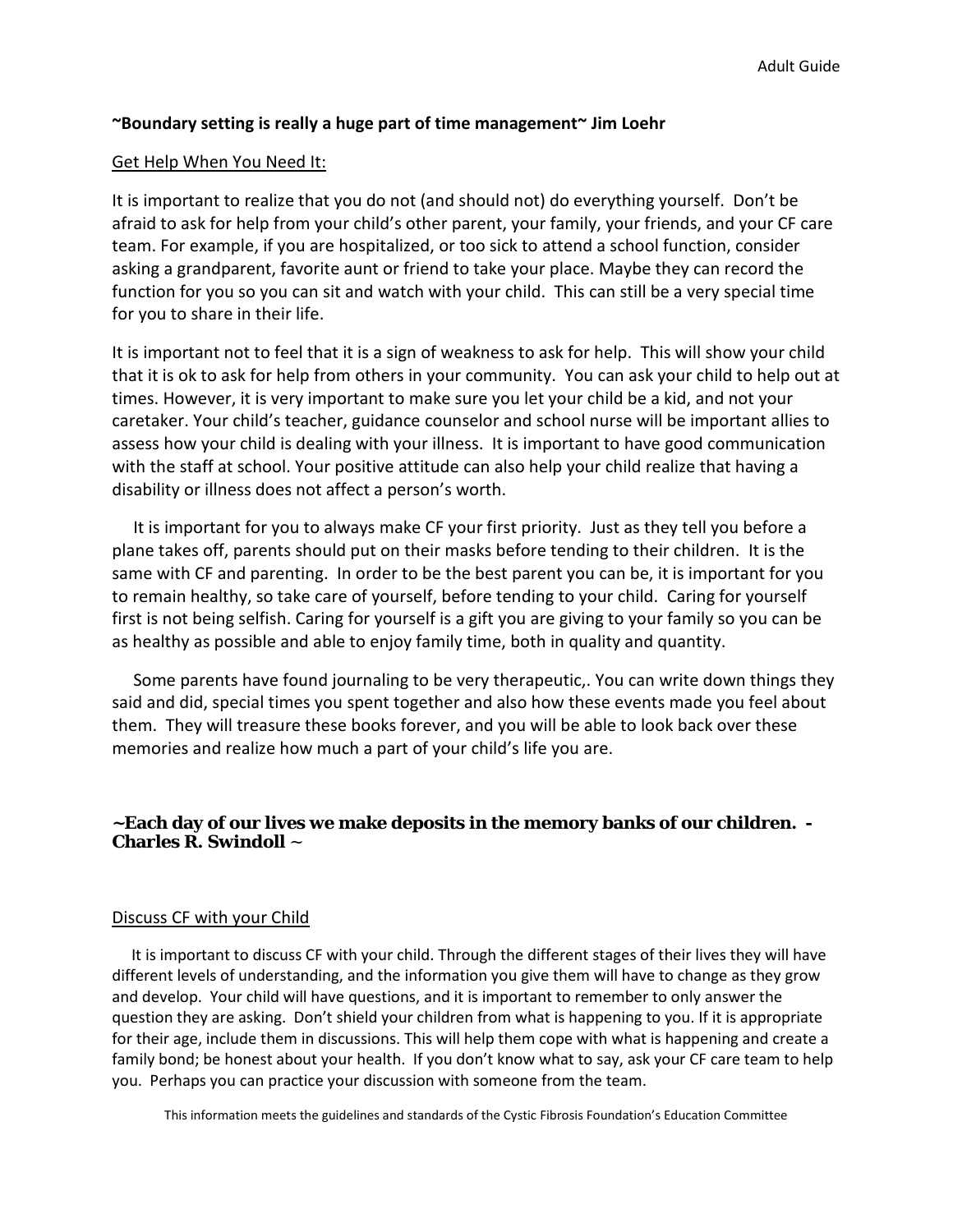**~Boundary setting is really a huge part of time management~ Jim Loehr**

Get Help When You Need It:

It is important to realize that you do not (and should not) do everything yourself. Don't be afraid to ask for help from your child's other parent, your family, your friends, and your CF care team. For example, if you are hospitalized, or too sick to attend a school function, consider asking a grandparent, favorite aunt or friend to take your place. Maybe they can record the function for you so you can sit and watch with your child. This can still be a very special time for you to share in their life.

It is important not to feel that it is a sign of weakness to ask for help. This will show your child that it is ok to ask for help from others in your community. You can ask your child to help out at times. However, it is very important to make sure you let your child be a kid, and not your caretaker. Your child's teacher, guidance counselor and school nurse will be important allies to assess how your child is dealing with your illness. It is important to have good communication with the staff at school. Your positive attitude can also help your child realize that having a disability or illness does not affect a person's worth.

It is important for you to always make CF your first priority. Just as they tell you before a plane takes off, parents should put on their masks before tending to their children. It is the same with CF and parenting. In order to be the best parent you can be, it is important for you to remain healthy, so take care of yourself, before tending to your child. Caring for yourself first is not being selfish. Caring for yourself is a gift you are giving to your family so you can be as healthy as possible and able to enjoy family time, both in quality and quantity.

Some parents have found journaling to be very therapeutic,. You can write down things they said and did, special times you spent together and also how these events made you feel about them. They will treasure these books forever, and you will be able to look back over these memories and realize how much a part of your child's life you are.

**~Each day of our lives we make deposits in the memory banks of our children. - Charles R. Swindoll ~**

Discuss CF with your Child

It is important to discuss CF with your child. Through the different stages of their lives they will have different levels of understanding, and the information you give them will have to change as they grow and develop. Your child will have questions, and it is important to remember to only answer the question they are asking. Don't shield your children from what is happening to you. If it is appropriate for their age, include them in discussions. This will help them cope with what is happening and create a family bond; be honest about your health. If you don't know what to say, ask your CF care team to help you. Perhaps you can practice your discussion with someone from the team.

This information meets the guidelines and standards of the Cystic Fibrosis Foundation's Education Committee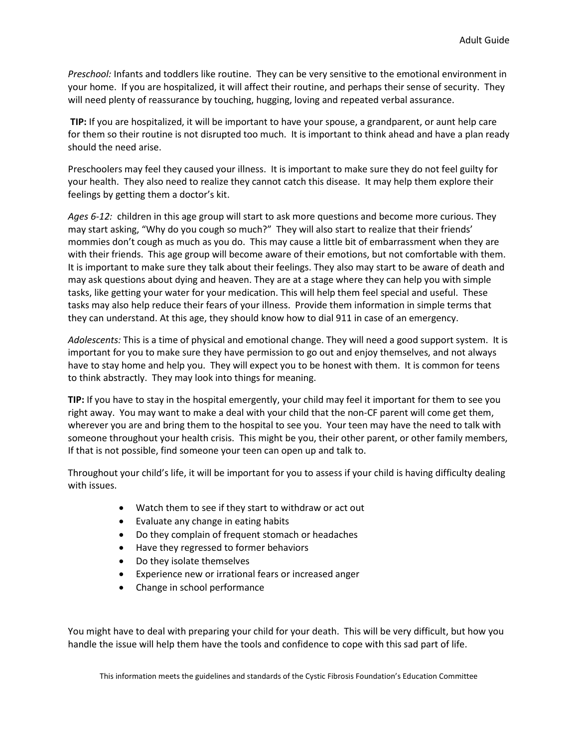*Preschool:* Infants and toddlers like routine. They can be very sensitive to the emotional environment in your home. If you are hospitalized, it will affect their routine, and perhaps their sense of security. They will need plenty of reassurance by touching, hugging, loving and repeated verbal assurance.

**TIP:** If you are hospitalized, it will be important to have your spouse, a grandparent, or aunt help care for them so their routine is not disrupted too much. It is important to think ahead and have a plan ready should the need arise.

Preschoolers may feel they caused your illness. It is important to make sure they do not feel guilty for your health. They also need to realize they cannot catch this disease. It may help them explore their feelings by getting them a doctor's kit.

*Ages 6-12:* children in this age group will start to ask more questions and become more curious. They may start asking, "Why do you cough so much?" They will also start to realize that their friends' mommies don't cough as much as you do. This may cause a little bit of embarrassment when they are with their friends. This age group will become aware of their emotions, but not comfortable with them. It is important to make sure they talk about their feelings. They also may start to be aware of death and may ask questions about dying and heaven. They are at a stage where they can help you with simple tasks, like getting your water for your medication. This will help them feel special and useful. These tasks may also help reduce their fears of your illness. Provide them information in simple terms that they can understand. At this age, they should know how to dial 911 in case of an emergency.

*Adolescents:* This is a time of physical and emotional change. They will need a good support system. It is important for you to make sure they have permission to go out and enjoy themselves, and not always have to stay home and help you. They will expect you to be honest with them. It is common for teens to think abstractly. They may look into things for meaning.

**TIP:** If you have to stay in the hospital emergently, your child may feel it important for them to see you right away. You may want to make a deal with your child that the non-CF parent will come get them, wherever you are and bring them to the hospital to see you. Your teen may have the need to talk with someone throughout your health crisis. This might be you, their other parent, or other family members, If that is not possible, find someone your teen can open up and talk to.

Throughout your child's life, it will be important for you to assess if your child is having difficulty dealing with issues.

- Watch them to see if they start to withdraw or act out
- Evaluate any change in eating habits
- Do they complain of frequent stomach or headaches
- Have they regressed to former behaviors
- Do they isolate themselves
- Experience new or irrational fears or increased anger
- Change in school performance

You might have to deal with preparing your child for your death. This will be very difficult, but how you handle the issue will help them have the tools and confidence to cope with this sad part of life.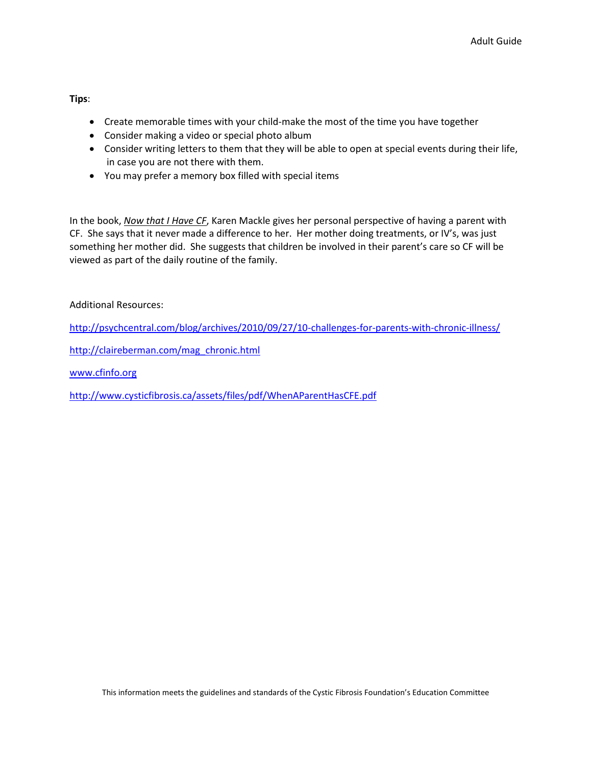**Tips**:

- Create memorable times with your child-make the most of the time you have together
- Consider making a video or special photo album
- Consider writing letters to them that they will be able to open at special events during their life, in case you are not there with them.
- You may prefer a memory box filled with special items

In the book, *Now that I Have CF*, Karen Mackle gives her personal perspective of having a parent with CF. She says that it never made a difference to her. Her mother doing treatments, or IV's, was just something her mother did. She suggests that children be involved in their parent's care so CF will be viewed as part of the daily routine of the family.

Additional Resources:

http://psychcentral.com/blog/archives/2010/09/27/10-challenges-for-parents-with-chronic-illness/

http://claireberman.com/mag_chronic.html

www.cfinfo.org

http://www.cysticfibrosis.ca/assets/files/pdf/WhenAParentHasCFE.pdf

This information meets the guidelines and standards of the Cystic Fibrosis Foundation's Education Committee